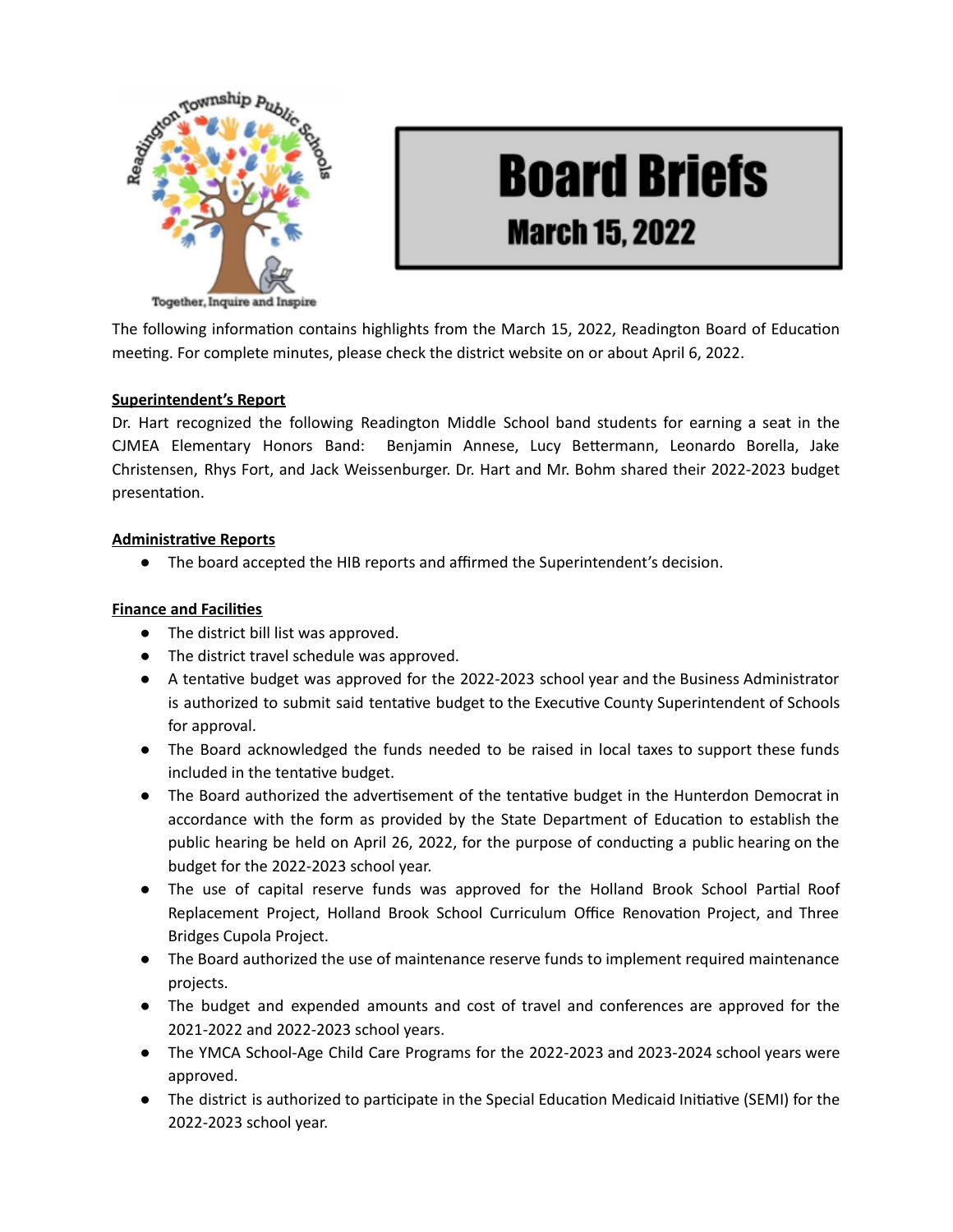Readington Township Public Schools

Together, Inquire and Inspire

# Board Briefs

## March 15, 2022

The following information contains highlights from the March 15, 2022, Readington Board of Education meeting. For complete minutes, please check the district website on or about April 6, 2022.

**Superintendent's Report**

Dr. Hart recognized the following Readington Middle School band students for earning a seat in the CJMEA Elementary Honors Band: Benjamin Annese, Lucy Bettermann, Leonardo Borella, Jake Christensen, Rhys Fort, and Jack Weissenburger. Dr. Hart and Mr. Bohm shared their 2022-2023 budget presentation.

**Administrative Reports**

- The board accepted the HIB reports and affirmed the Superintendent's decision.

**Finance and Facilities**

- The district bill list was approved.
- The district travel schedule was approved.
- A tentative budget was approved for the 2022-2023 school year and the Business Administrator is authorized to submit said tentative budget to the Executive County Superintendent of Schools for approval.
- The Board acknowledged the funds needed to be raised in local taxes to support these funds included in the tentative budget.
- The Board authorized the advertisement of the tentative budget in the Hunterdon Democrat in accordance with the form as provided by the State Department of Education to establish the public hearing be held on April 26, 2022, for the purpose of conducting a public hearing on the budget for the 2022-2023 school year.
- The use of capital reserve funds was approved for the Holland Brook School Partial Roof Replacement Project, Holland Brook School Curriculum Office Renovation Project, and Three Bridges Cupola Project.
- The Board authorized the use of maintenance reserve funds to implement required maintenance projects.
- The budget and expended amounts and cost of travel and conferences are approved for the 2021-2022 and 2022-2023 school years.
- The YMCA School-Age Child Care Programs for the 2022-2023 and 2023-2024 school years were approved.
- The district is authorized to participate in the Special Education Medicaid Initiative (SEMI) for the 2022-2023 school year.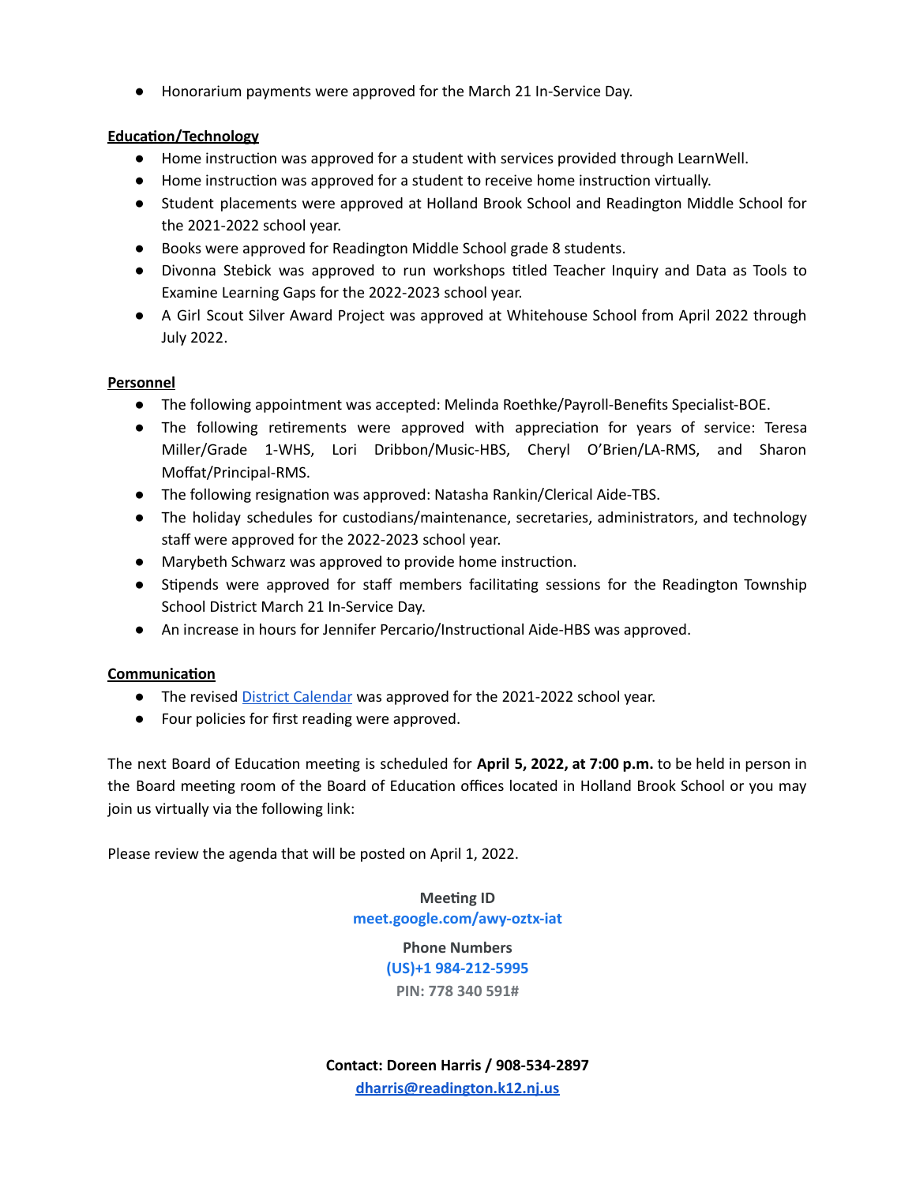- Honorarium payments were approved for the March 21 In-Service Day.

**Education/Technology**

- Home instruction was approved for a student with services provided through LearnWell.
- Home instruction was approved for a student to receive home instruction virtually.
- Student placements were approved at Holland Brook School and Readington Middle School for the 2021-2022 school year.
- Books were approved for Readington Middle School grade 8 students.
- Divonna Stebick was approved to run workshops titled Teacher Inquiry and Data as Tools to Examine Learning Gaps for the 2022-2023 school year.
- A Girl Scout Silver Award Project was approved at Whitehouse School from April 2022 through July 2022.

**Personnel**

- The following appointment was accepted: Melinda Roethke/Payroll-Benefits Specialist-BOE.
- The following retirements were approved with appreciation for years of service: Teresa Miller/Grade 1-WHS, Lori Dribbon/Music-HBS, Cheryl O'Brien/LA-RMS, and Sharon Moffat/Principal-RMS.
- The following resignation was approved: Natasha Rankin/Clerical Aide-TBS.
- The holiday schedules for custodians/maintenance, secretaries, administrators, and technology staff were approved for the 2022-2023 school year.
- Marybeth Schwarz was approved to provide home instruction.
- Stipends were approved for staff members facilitating sessions for the Readington Township School District March 21 In-Service Day.
- An increase in hours for Jennifer Percario/Instructional Aide-HBS was approved.

**Communication**

- The revised District Calendar was approved for the 2021-2022 school year.
- Four policies for first reading were approved.

The next Board of Education meeting is scheduled for **April 5, 2022, at 7:00 p.m.** to be held in person in the Board meeting room of the Board of Education offices located in Holland Brook School or you may join us virtually via the following link:

Please review the agenda that will be posted on April 1, 2022.

**Meeting ID**
**meet.google.com/awy-oztx-iat**

**Phone Numbers**
**(US)+1 984-212-5995**
**PIN: 778 340 591#**

**Contact: Doreen Harris / 908-534-2897**
**dharris@readington.k12.nj.us**